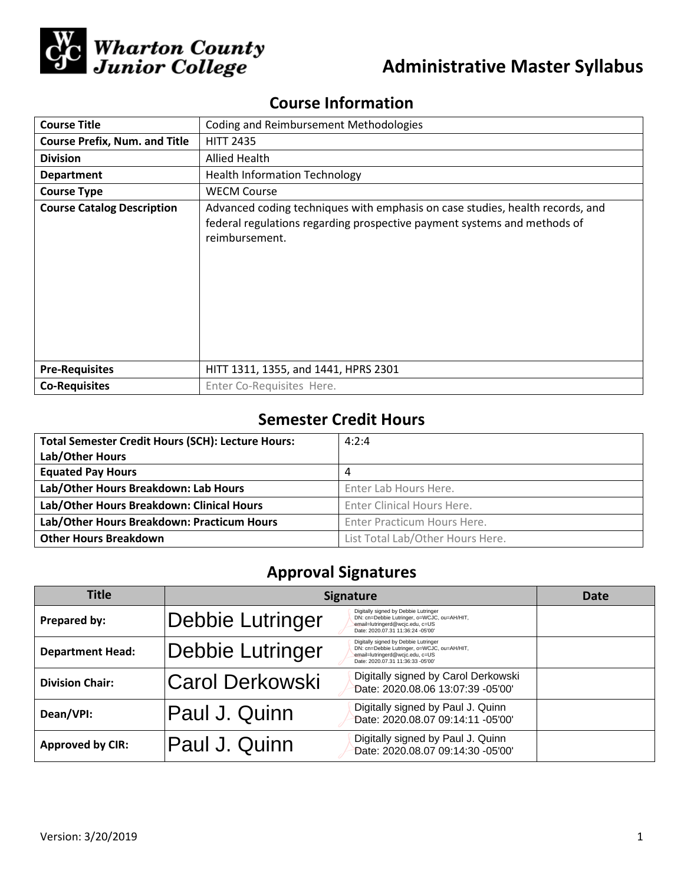Wharton County Junior College

# Administrative Master Syllabus

## Course Information

| Course Title | Coding and Reimbursement Methodologies |
|---|---|
| Course Prefix, Num. and Title | HITT 2435 |
| Division | Allied Health |
| Department | Health Information Technology |
| Course Type | WECM Course |
| Course Catalog Description | Advanced coding techniques with emphasis on case studies, health records, and federal regulations regarding prospective payment systems and methods of reimbursement. |
| Pre-Requisites | HITT 1311, 1355, and 1441, HPRS 2301 |
| Co-Requisites | Enter Co-Requisites Here. |

## Semester Credit Hours

| Total Semester Credit Hours (SCH): Lecture Hours: Lab/Other Hours | 4:2:4 |
|---|---|
| Equated Pay Hours | 4 |
| Lab/Other Hours Breakdown: Lab Hours | Enter Lab Hours Here. |
| Lab/Other Hours Breakdown: Clinical Hours | Enter Clinical Hours Here. |
| Lab/Other Hours Breakdown: Practicum Hours | Enter Practicum Hours Here. |
| Other Hours Breakdown | List Total Lab/Other Hours Here. |

## Approval Signatures

| Title | Signature | Date |
|---|---|---|
| Prepared by: | Debbie Lutringer — Digitally signed by Debbie Lutringer DN: cn=Debbie Lutringer, o=WCJC, ou=AH/HIT, email=lutringerd@wcjc.edu, c=US Date: 2020.07.31 11:36:24 -05'00' | |
| Department Head: | Debbie Lutringer — Digitally signed by Debbie Lutringer DN: cn=Debbie Lutringer, o=WCJC, ou=AH/HIT, email=lutringerd@wcjc.edu, c=US Date: 2020.07.31 11:36:33 -05'00' | |
| Division Chair: | Carol Derkowski — Digitally signed by Carol Derkowski Date: 2020.08.06 13:07:39 -05'00' | |
| Dean/VPI: | Paul J. Quinn — Digitally signed by Paul J. Quinn Date: 2020.08.07 09:14:11 -05'00' | |
| Approved by CIR: | Paul J. Quinn — Digitally signed by Paul J. Quinn Date: 2020.08.07 09:14:30 -05'00' | |

Version: 3/20/2019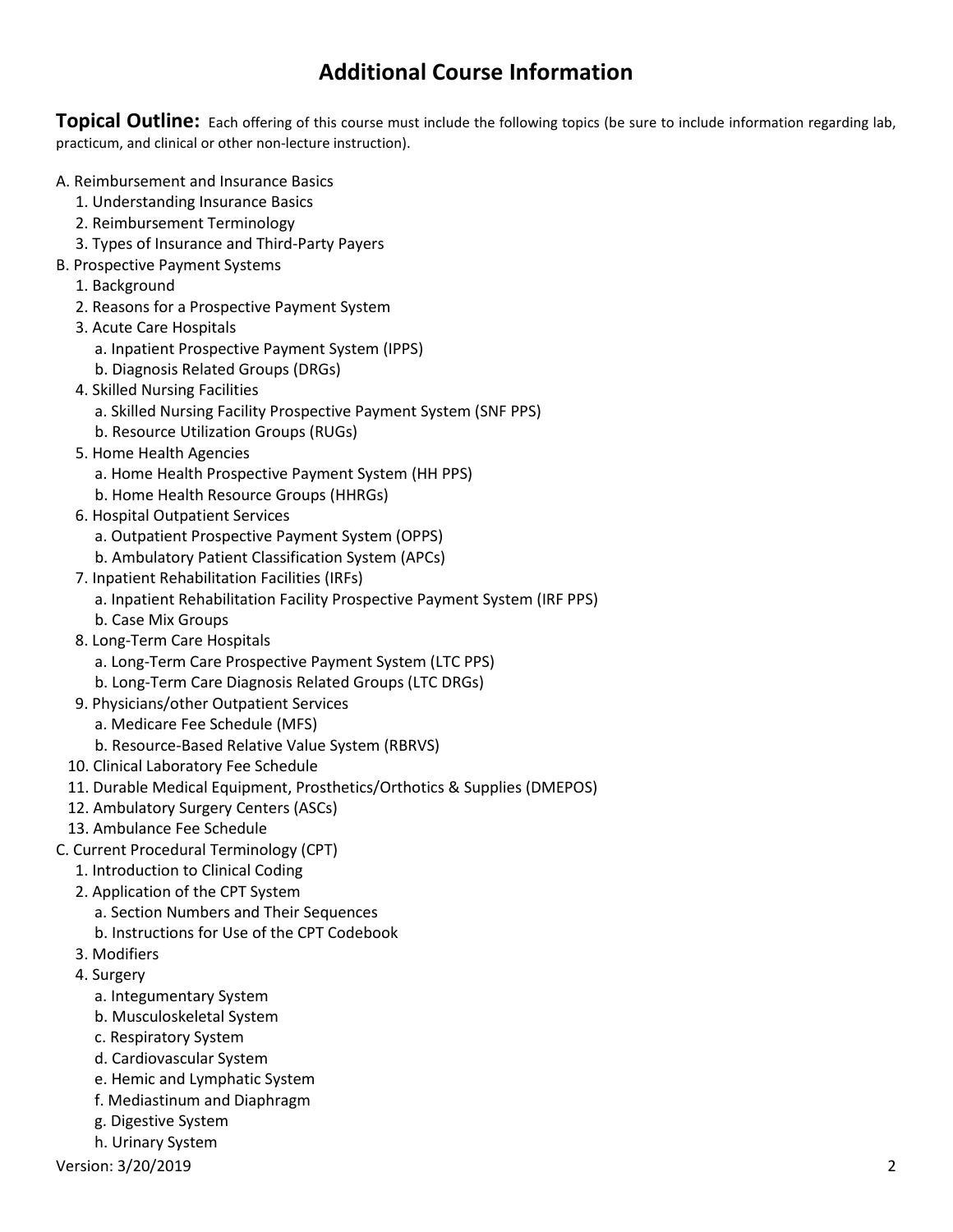# Additional Course Information

**Topical Outline:** Each offering of this course must include the following topics (be sure to include information regarding lab, practicum, and clinical or other non-lecture instruction).

A. Reimbursement and Insurance Basics
   1. Understanding Insurance Basics
   2. Reimbursement Terminology
   3. Types of Insurance and Third-Party Payers

B. Prospective Payment Systems
   1. Background
   2. Reasons for a Prospective Payment System
   3. Acute Care Hospitals
      a. Inpatient Prospective Payment System (IPPS)
      b. Diagnosis Related Groups (DRGs)
   4. Skilled Nursing Facilities
      a. Skilled Nursing Facility Prospective Payment System (SNF PPS)
      b. Resource Utilization Groups (RUGs)
   5. Home Health Agencies
      a. Home Health Prospective Payment System (HH PPS)
      b. Home Health Resource Groups (HHRGs)
   6. Hospital Outpatient Services
      a. Outpatient Prospective Payment System (OPPS)
      b. Ambulatory Patient Classification System (APCs)
   7. Inpatient Rehabilitation Facilities (IRFs)
      a. Inpatient Rehabilitation Facility Prospective Payment System (IRF PPS)
      b. Case Mix Groups
   8. Long-Term Care Hospitals
      a. Long-Term Care Prospective Payment System (LTC PPS)
      b. Long-Term Care Diagnosis Related Groups (LTC DRGs)
   9. Physicians/other Outpatient Services
      a. Medicare Fee Schedule (MFS)
      b. Resource-Based Relative Value System (RBRVS)
   10. Clinical Laboratory Fee Schedule
   11. Durable Medical Equipment, Prosthetics/Orthotics & Supplies (DMEPOS)
   12. Ambulatory Surgery Centers (ASCs)
   13. Ambulance Fee Schedule

C. Current Procedural Terminology (CPT)
   1. Introduction to Clinical Coding
   2. Application of the CPT System
      a. Section Numbers and Their Sequences
      b. Instructions for Use of the CPT Codebook
   3. Modifiers
   4. Surgery
      a. Integumentary System
      b. Musculoskeletal System
      c. Respiratory System
      d. Cardiovascular System
      e. Hemic and Lymphatic System
      f. Mediastinum and Diaphragm
      g. Digestive System
      h. Urinary System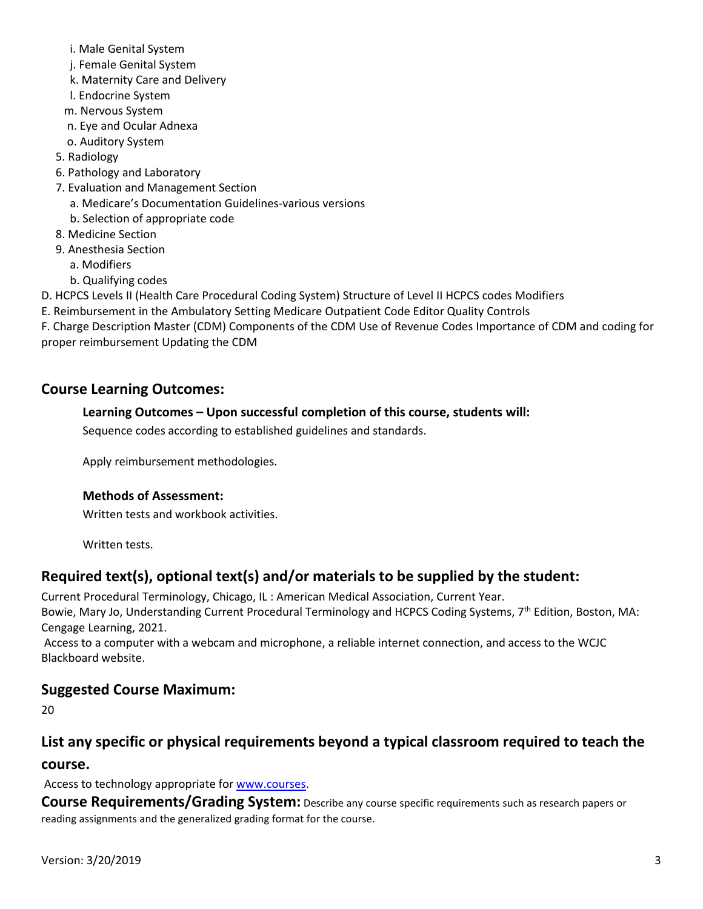i. Male Genital System
   j. Female Genital System
   k. Maternity Care and Delivery
   l. Endocrine System
   m. Nervous System
   n. Eye and Ocular Adnexa
   o. Auditory System
5. Radiology
6. Pathology and Laboratory
7. Evaluation and Management Section
   a. Medicare's Documentation Guidelines-various versions
   b. Selection of appropriate code
8. Medicine Section
9. Anesthesia Section
   a. Modifiers
   b. Qualifying codes

D. HCPCS Levels II (Health Care Procedural Coding System) Structure of Level II HCPCS codes Modifiers

E. Reimbursement in the Ambulatory Setting Medicare Outpatient Code Editor Quality Controls

F. Charge Description Master (CDM) Components of the CDM Use of Revenue Codes Importance of CDM and coding for proper reimbursement Updating the CDM

## Course Learning Outcomes:

**Learning Outcomes – Upon successful completion of this course, students will:**

Sequence codes according to established guidelines and standards.

Apply reimbursement methodologies.

**Methods of Assessment:**

Written tests and workbook activities.

Written tests.

## Required text(s), optional text(s) and/or materials to be supplied by the student:

Current Procedural Terminology, Chicago, IL : American Medical Association, Current Year.
Bowie, Mary Jo, Understanding Current Procedural Terminology and HCPCS Coding Systems, 7th Edition, Boston, MA: Cengage Learning, 2021.
Access to a computer with a webcam and microphone, a reliable internet connection, and access to the WCJC Blackboard website.

## Suggested Course Maximum:

20

## List any specific or physical requirements beyond a typical classroom required to teach the course.

Access to technology appropriate for www.courses.

**Course Requirements/Grading System:** Describe any course specific requirements such as research papers or reading assignments and the generalized grading format for the course.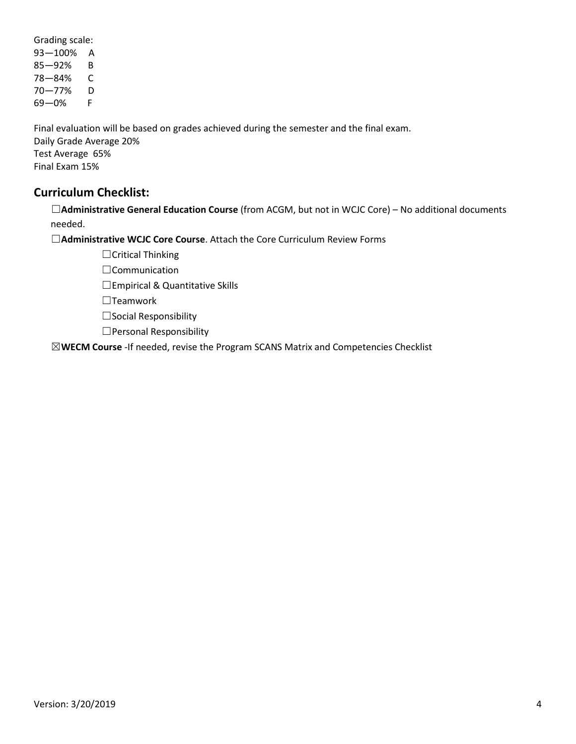Grading scale:
93—100% A
85—92% B
78—84% C
70—77% D
69—0% F

Final evaluation will be based on grades achieved during the semester and the final exam.
Daily Grade Average 20%
Test Average 65%
Final Exam 15%

## Curriculum Checklist:

☐**Administrative General Education Course** (from ACGM, but not in WCJC Core) – No additional documents needed.

☐**Administrative WCJC Core Course**. Attach the Core Curriculum Review Forms

- ☐Critical Thinking
- ☐Communication
- ☐Empirical & Quantitative Skills
- ☐Teamwork
- ☐Social Responsibility
- ☐Personal Responsibility

☒**WECM Course** -If needed, revise the Program SCANS Matrix and Competencies Checklist

Version: 3/20/2019